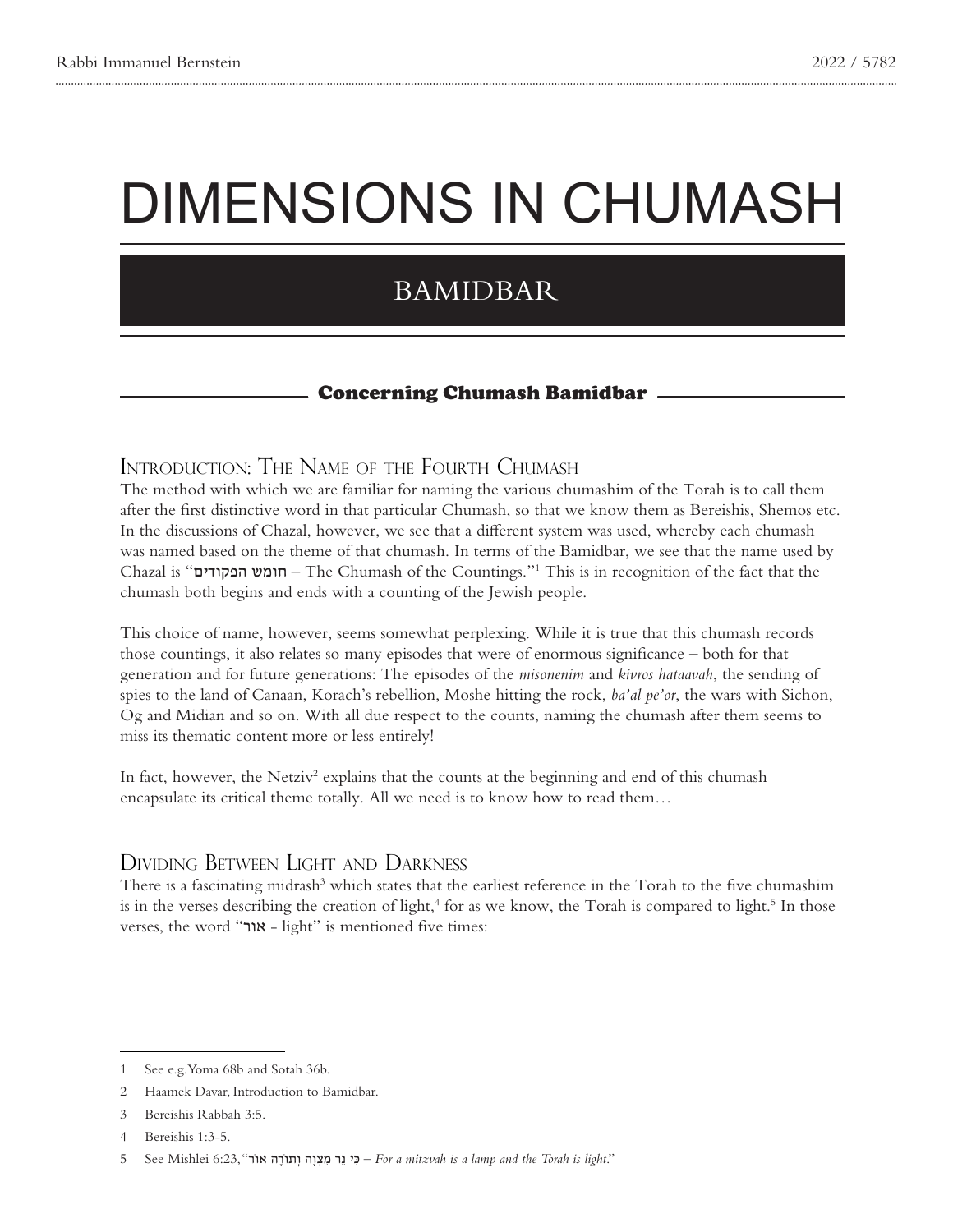# DIMENSIONS IN CHUMASH

## BAMIDBAR

### Concerning Chumash Bamidbar

### Introduction: The Name of the Fourth Chumash

The method with which we are familiar for naming the various chumashim of the Torah is to call them after the first distinctive word in that particular Chumash, so that we know them as Bereishis, Shemos etc. In the discussions of Chazal, however, we see that a different system was used, whereby each chumash was named based on the theme of that chumash. In terms of the Bamidbar, we see that the name used by Chazal is "חומש הפקודים – The Chumash of the Countings."[1] This is in recognition of the fact that the chumash both begins and ends with a counting of the Jewish people.

This choice of name, however, seems somewhat perplexing. While it is true that this chumash records those countings, it also relates so many episodes that were of enormous significance – both for that generation and for future generations: The episodes of the *misonenim* and *kivros hataavah*, the sending of spies to the land of Canaan, Korach's rebellion, Moshe hitting the rock, *ba'al pe'or*, the wars with Sichon, Og and Midian and so on. With all due respect to the counts, naming the chumash after them seems to miss its thematic content more or less entirely!

In fact, however, the Netziv[2] explains that the counts at the beginning and end of this chumash encapsulate its critical theme totally. All we need is to know how to read them…

### Dividing Between Light and Darkness

There is a fascinating midrash[3] which states that the earliest reference in the Torah to the five chumashim is in the verses describing the creation of light,[4] for as we know, the Torah is compared to light.[5] In those verses, the word "אור - light" is mentioned five times:

---

1 See e.g. Yoma 68b and Sotah 36b.

2 Haamek Davar, Introduction to Bamidbar.

3 Bereishis Rabbah 3:5.

4 Bereishis 1:3-5.

5 See Mishlei 6:23, "כִּי נֵר מִצְוָה וְתוֹרָה אוֹר – *For a mitzvah is a lamp and the Torah is light*."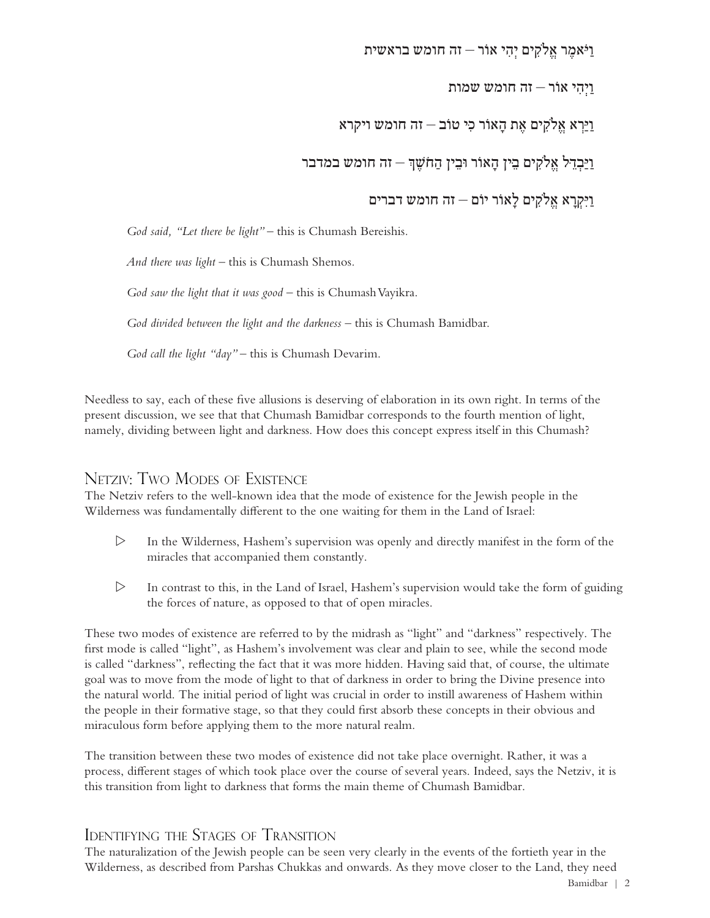וַיֹּאמֶר אֱלֹקִים יְהִי אוֹר – זה חומש בראשית

וַיְהִי אוֹר – זה חומש שמות

וַיַּרְא אֱלֹקִים אֶת הָאוֹר כִּי טוֹב – זה חומש ויקרא

וַיַּבְדֵּל אֱלֹקִים בֵּין הָאוֹר וּבֵין הַחֹשֶׁךְ – זה חומש במדבר

וַיִּקְרָא אֱלֹקִים לָאוֹר יוֹם – זה חומש דברים

*God said, "Let there be light"* – this is Chumash Bereishis.

*And there was light* – this is Chumash Shemos.

*God saw the light that it was good* – this is Chumash Vayikra.

*God divided between the light and the darkness* – this is Chumash Bamidbar.

*God call the light "day"* – this is Chumash Devarim.

Needless to say, each of these five allusions is deserving of elaboration in its own right. In terms of the present discussion, we see that that Chumash Bamidbar corresponds to the fourth mention of light, namely, dividing between light and darkness. How does this concept express itself in this Chumash?

## Netziv: Two Modes of Existence

The Netziv refers to the well-known idea that the mode of existence for the Jewish people in the Wilderness was fundamentally different to the one waiting for them in the Land of Israel:

- In the Wilderness, Hashem's supervision was openly and directly manifest in the form of the miracles that accompanied them constantly.
- In contrast to this, in the Land of Israel, Hashem's supervision would take the form of guiding the forces of nature, as opposed to that of open miracles.

These two modes of existence are referred to by the midrash as "light" and "darkness" respectively. The first mode is called "light", as Hashem's involvement was clear and plain to see, while the second mode is called "darkness", reflecting the fact that it was more hidden. Having said that, of course, the ultimate goal was to move from the mode of light to that of darkness in order to bring the Divine presence into the natural world. The initial period of light was crucial in order to instill awareness of Hashem within the people in their formative stage, so that they could first absorb these concepts in their obvious and miraculous form before applying them to the more natural realm.

The transition between these two modes of existence did not take place overnight. Rather, it was a process, different stages of which took place over the course of several years. Indeed, says the Netziv, it is this transition from light to darkness that forms the main theme of Chumash Bamidbar.

## Identifying the Stages of Transition

The naturalization of the Jewish people can be seen very clearly in the events of the fortieth year in the Wilderness, as described from Parshas Chukkas and onwards. As they move closer to the Land, they need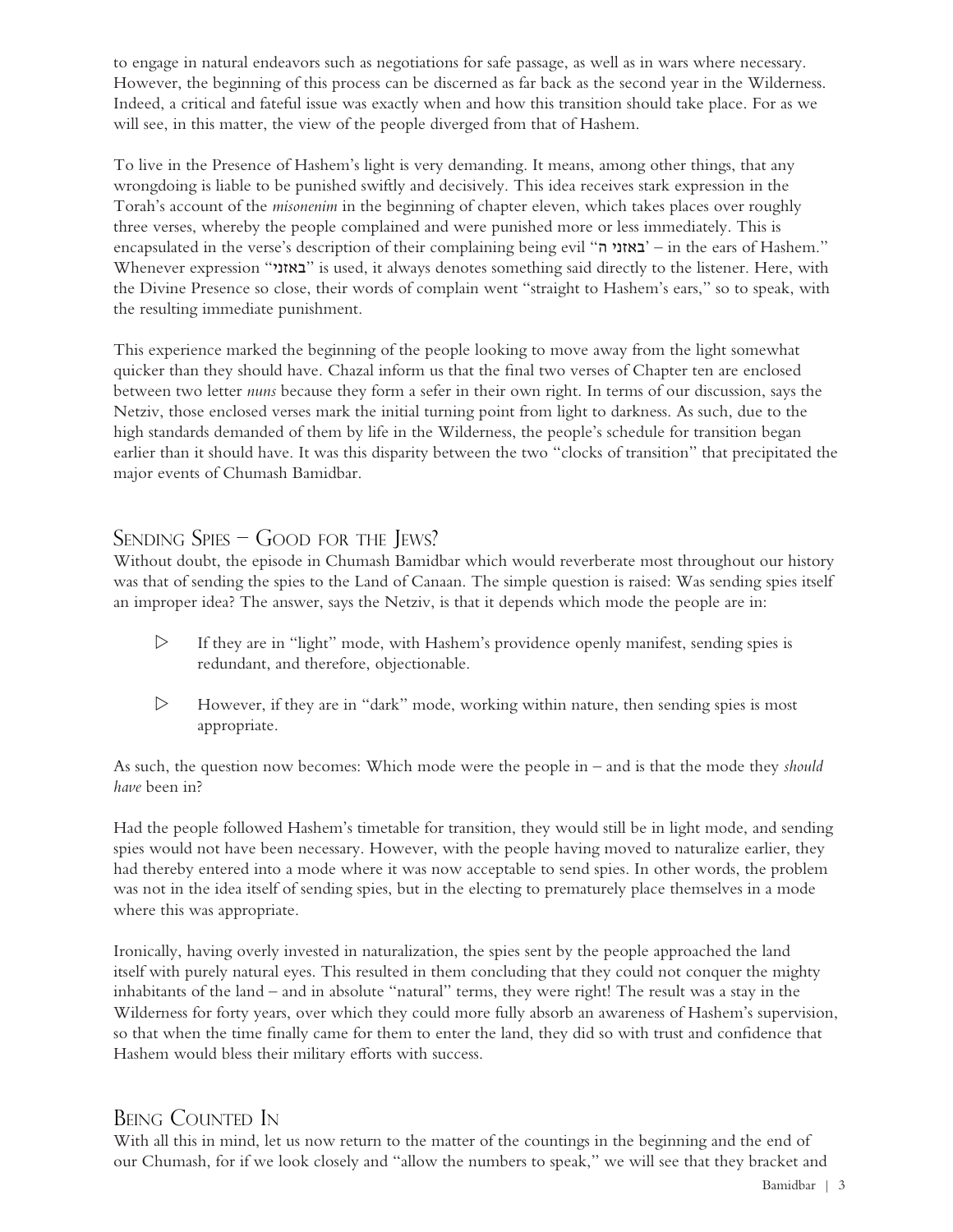to engage in natural endeavors such as negotiations for safe passage, as well as in wars where necessary. However, the beginning of this process can be discerned as far back as the second year in the Wilderness. Indeed, a critical and fateful issue was exactly when and how this transition should take place. For as we will see, in this matter, the view of the people diverged from that of Hashem.

To live in the Presence of Hashem's light is very demanding. It means, among other things, that any wrongdoing is liable to be punished swiftly and decisively. This idea receives stark expression in the Torah's account of the *misonenim* in the beginning of chapter eleven, which takes places over roughly three verses, whereby the people complained and were punished more or less immediately. This is encapsulated in the verse's description of their complaining being evil "באזני ה'" – in the ears of Hashem." Whenever expression "באזני" is used, it always denotes something said directly to the listener. Here, with the Divine Presence so close, their words of complain went "straight to Hashem's ears," so to speak, with the resulting immediate punishment.

This experience marked the beginning of the people looking to move away from the light somewhat quicker than they should have. Chazal inform us that the final two verses of Chapter ten are enclosed between two letter *nuns* because they form a sefer in their own right. In terms of our discussion, says the Netziv, those enclosed verses mark the initial turning point from light to darkness. As such, due to the high standards demanded of them by life in the Wilderness, the people's schedule for transition began earlier than it should have. It was this disparity between the two "clocks of transition" that precipitated the major events of Chumash Bamidbar.

## Sending Spies – Good for the Jews?

Without doubt, the episode in Chumash Bamidbar which would reverberate most throughout our history was that of sending the spies to the Land of Canaan. The simple question is raised: Was sending spies itself an improper idea? The answer, says the Netziv, is that it depends which mode the people are in:

- If they are in "light" mode, with Hashem's providence openly manifest, sending spies is redundant, and therefore, objectionable.
- However, if they are in "dark" mode, working within nature, then sending spies is most appropriate.

As such, the question now becomes: Which mode were the people in – and is that the mode they *should have* been in?

Had the people followed Hashem's timetable for transition, they would still be in light mode, and sending spies would not have been necessary. However, with the people having moved to naturalize earlier, they had thereby entered into a mode where it was now acceptable to send spies. In other words, the problem was not in the idea itself of sending spies, but in the electing to prematurely place themselves in a mode where this was appropriate.

Ironically, having overly invested in naturalization, the spies sent by the people approached the land itself with purely natural eyes. This resulted in them concluding that they could not conquer the mighty inhabitants of the land – and in absolute "natural" terms, they were right! The result was a stay in the Wilderness for forty years, over which they could more fully absorb an awareness of Hashem's supervision, so that when the time finally came for them to enter the land, they did so with trust and confidence that Hashem would bless their military efforts with success.

## Being Counted In

With all this in mind, let us now return to the matter of the countings in the beginning and the end of our Chumash, for if we look closely and "allow the numbers to speak," we will see that they bracket and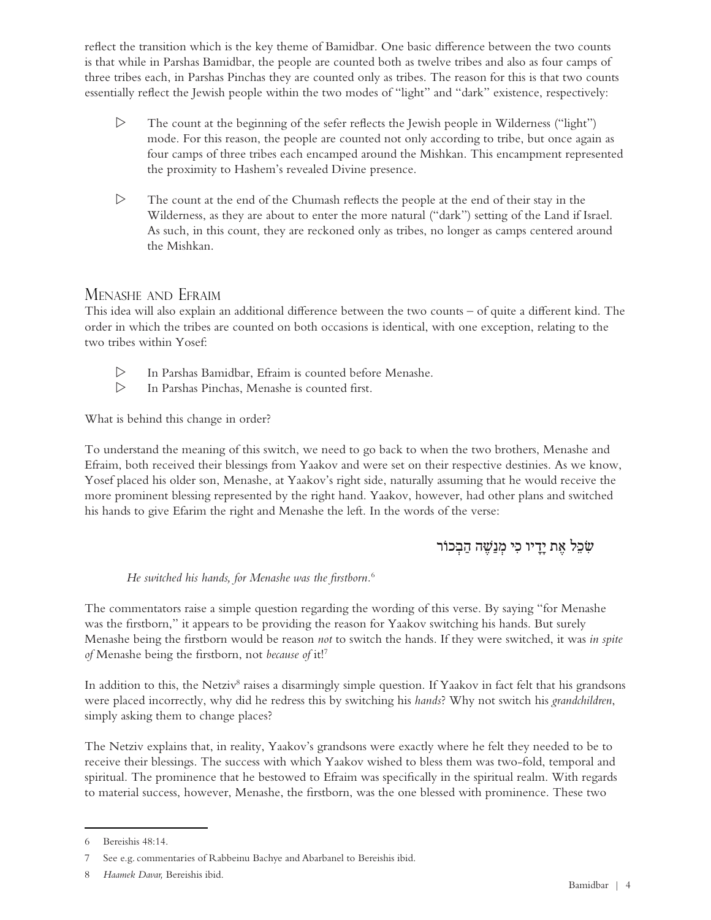reflect the transition which is the key theme of Bamidbar. One basic difference between the two counts is that while in Parshas Bamidbar, the people are counted both as twelve tribes and also as four camps of three tribes each, in Parshas Pinchas they are counted only as tribes. The reason for this is that two counts essentially reflect the Jewish people within the two modes of "light" and "dark" existence, respectively:

- ▷ The count at the beginning of the sefer reflects the Jewish people in Wilderness ("light") mode. For this reason, the people are counted not only according to tribe, but once again as four camps of three tribes each encamped around the Mishkan. This encampment represented the proximity to Hashem's revealed Divine presence.
- ▷ The count at the end of the Chumash reflects the people at the end of their stay in the Wilderness, as they are about to enter the more natural ("dark") setting of the Land if Israel. As such, in this count, they are reckoned only as tribes, no longer as camps centered around the Mishkan.

## Menashe and Efraim

This idea will also explain an additional difference between the two counts – of quite a different kind. The order in which the tribes are counted on both occasions is identical, with one exception, relating to the two tribes within Yosef:

- ▷ In Parshas Bamidbar, Efraim is counted before Menashe.
- ▷ In Parshas Pinchas, Menashe is counted first.

What is behind this change in order?

To understand the meaning of this switch, we need to go back to when the two brothers, Menashe and Efraim, both received their blessings from Yaakov and were set on their respective destinies. As we know, Yosef placed his older son, Menashe, at Yaakov's right side, naturally assuming that he would receive the more prominent blessing represented by the right hand. Yaakov, however, had other plans and switched his hands to give Efarim the right and Menashe the left. In the words of the verse:

שִׂכֵּל אֶת יָדָיו כִּי מְנַשֶּׁה הַבְּכוֹר

*He switched his hands, for Menashe was the firstborn.*[6]

The commentators raise a simple question regarding the wording of this verse. By saying "for Menashe was the firstborn," it appears to be providing the reason for Yaakov switching his hands. But surely Menashe being the firstborn would be reason *not* to switch the hands. If they were switched, it was *in spite of* Menashe being the firstborn, not *because of* it![7]

In addition to this, the Netziv[8] raises a disarmingly simple question. If Yaakov in fact felt that his grandsons were placed incorrectly, why did he redress this by switching his *hands*? Why not switch his *grandchildren*, simply asking them to change places?

The Netziv explains that, in reality, Yaakov's grandsons were exactly where he felt they needed to be to receive their blessings. The success with which Yaakov wished to bless them was two-fold, temporal and spiritual. The prominence that he bestowed to Efraim was specifically in the spiritual realm. With regards to material success, however, Menashe, the firstborn, was the one blessed with prominence. These two

---

6 Bereishis 48:14.

7 See e.g. commentaries of Rabbeinu Bachye and Abarbanel to Bereishis ibid.

8 *Haamek Davar,* Bereishis ibid.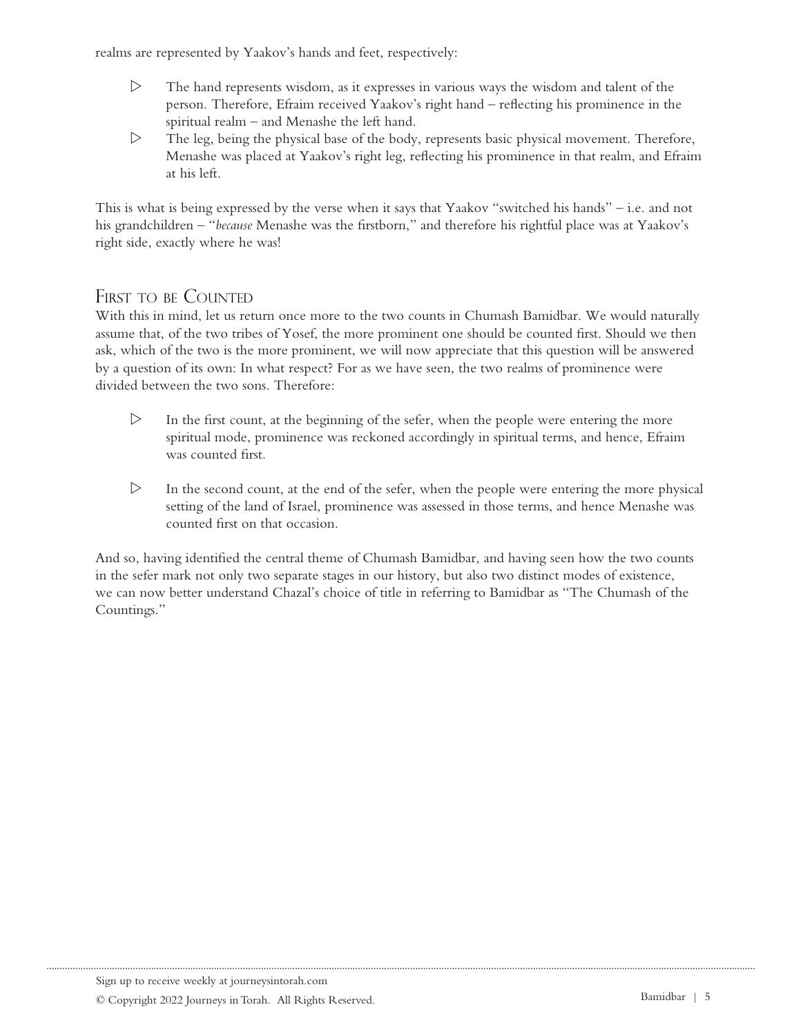realms are represented by Yaakov's hands and feet, respectively:

- The hand represents wisdom, as it expresses in various ways the wisdom and talent of the person. Therefore, Efraim received Yaakov's right hand – reflecting his prominence in the spiritual realm – and Menashe the left hand.
- The leg, being the physical base of the body, represents basic physical movement. Therefore, Menashe was placed at Yaakov's right leg, reflecting his prominence in that realm, and Efraim at his left.

This is what is being expressed by the verse when it says that Yaakov "switched his hands" – i.e. and not his grandchildren – "*because* Menashe was the firstborn," and therefore his rightful place was at Yaakov's right side, exactly where he was!

## First to be Counted

With this in mind, let us return once more to the two counts in Chumash Bamidbar. We would naturally assume that, of the two tribes of Yosef, the more prominent one should be counted first. Should we then ask, which of the two is the more prominent, we will now appreciate that this question will be answered by a question of its own: In what respect? For as we have seen, the two realms of prominence were divided between the two sons. Therefore:

- In the first count, at the beginning of the sefer, when the people were entering the more spiritual mode, prominence was reckoned accordingly in spiritual terms, and hence, Efraim was counted first.
- In the second count, at the end of the sefer, when the people were entering the more physical setting of the land of Israel, prominence was assessed in those terms, and hence Menashe was counted first on that occasion.

And so, having identified the central theme of Chumash Bamidbar, and having seen how the two counts in the sefer mark not only two separate stages in our history, but also two distinct modes of existence, we can now better understand Chazal's choice of title in referring to Bamidbar as "The Chumash of the Countings."